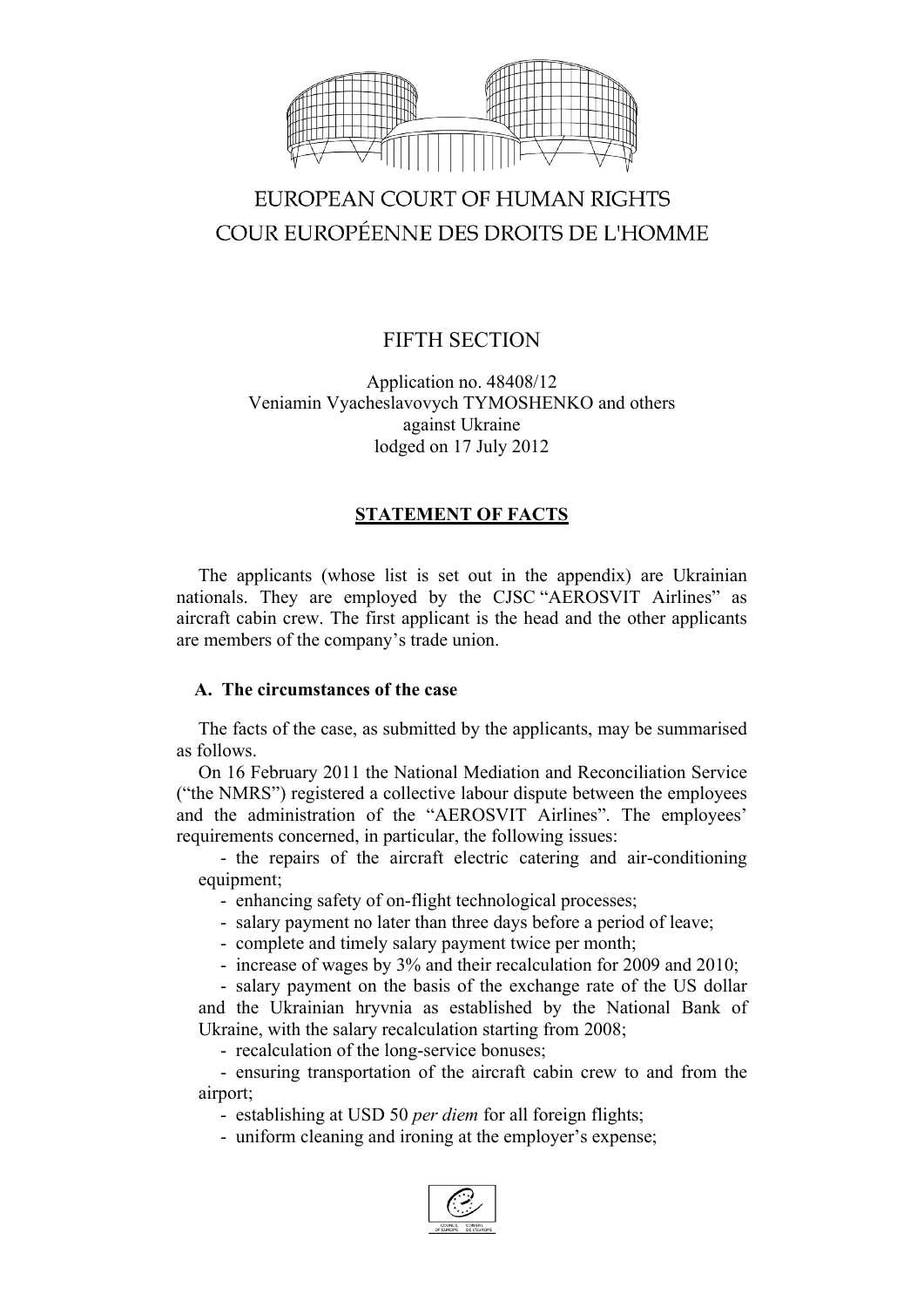# EUROPEAN COURT OF HUMAN RIGHTS
# COUR EUROPÉENNE DES DROITS DE L'HOMME

FIFTH SECTION

Application no. 48408/12
Veniamin Vyacheslavovych TYMOSHENKO and others
against Ukraine
lodged on 17 July 2012

## STATEMENT OF FACTS

The applicants (whose list is set out in the appendix) are Ukrainian nationals. They are employed by the CJSC "AEROSVIT Airlines" as aircraft cabin crew. The first applicant is the head and the other applicants are members of the company's trade union.

### A. The circumstances of the case

The facts of the case, as submitted by the applicants, may be summarised as follows.

On 16 February 2011 the National Mediation and Reconciliation Service ("the NMRS") registered a collective labour dispute between the employees and the administration of the "AEROSVIT Airlines". The employees' requirements concerned, in particular, the following issues:

- the repairs of the aircraft electric catering and air-conditioning equipment;
- enhancing safety of on-flight technological processes;
- salary payment no later than three days before a period of leave;
- complete and timely salary payment twice per month;
- increase of wages by 3% and their recalculation for 2009 and 2010;
- salary payment on the basis of the exchange rate of the US dollar and the Ukrainian hryvnia as established by the National Bank of Ukraine, with the salary recalculation starting from 2008;
- recalculation of the long-service bonuses;
- ensuring transportation of the aircraft cabin crew to and from the airport;
- establishing at USD 50 *per diem* for all foreign flights;
- uniform cleaning and ironing at the employer's expense;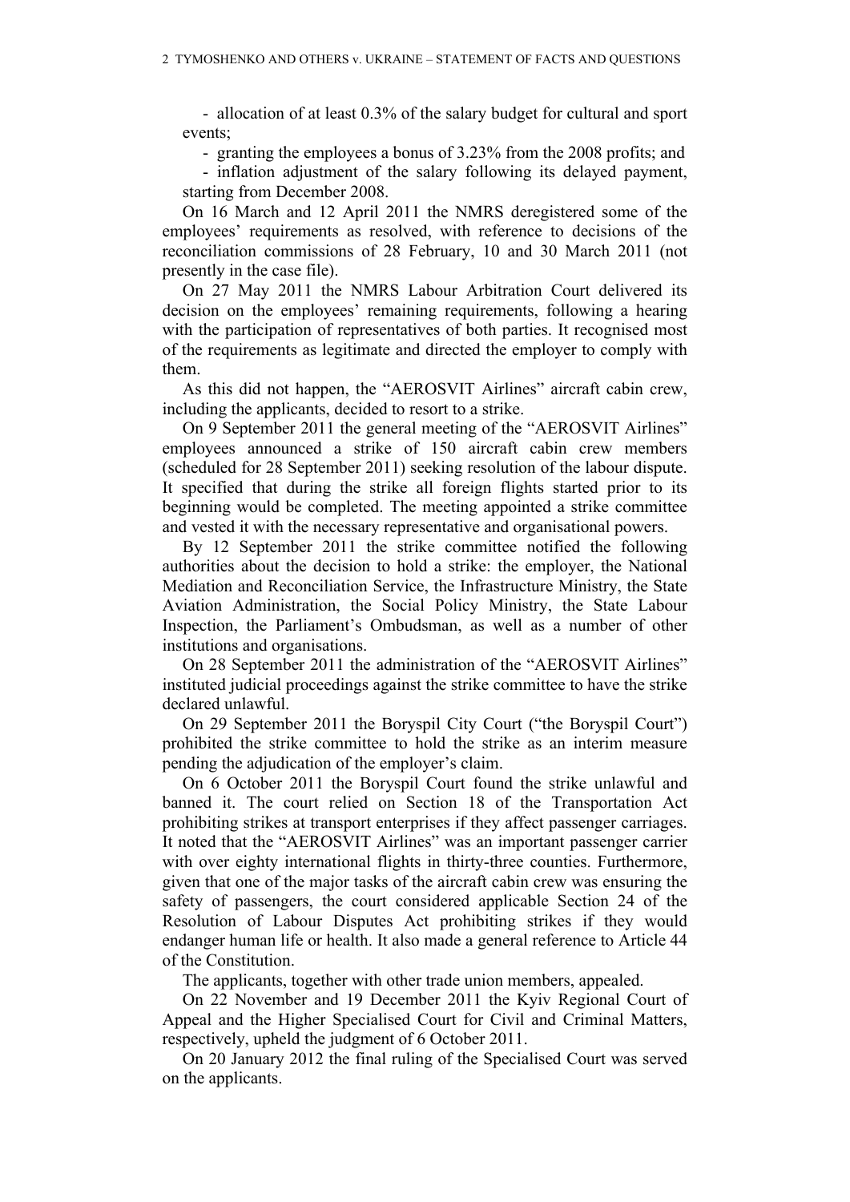- allocation of at least 0.3% of the salary budget for cultural and sport events;

- granting the employees a bonus of 3.23% from the 2008 profits; and

- inflation adjustment of the salary following its delayed payment, starting from December 2008.

On 16 March and 12 April 2011 the NMRS deregistered some of the employees' requirements as resolved, with reference to decisions of the reconciliation commissions of 28 February, 10 and 30 March 2011 (not presently in the case file).

On 27 May 2011 the NMRS Labour Arbitration Court delivered its decision on the employees' remaining requirements, following a hearing with the participation of representatives of both parties. It recognised most of the requirements as legitimate and directed the employer to comply with them.

As this did not happen, the "AEROSVIT Airlines" aircraft cabin crew, including the applicants, decided to resort to a strike.

On 9 September 2011 the general meeting of the "AEROSVIT Airlines" employees announced a strike of 150 aircraft cabin crew members (scheduled for 28 September 2011) seeking resolution of the labour dispute. It specified that during the strike all foreign flights started prior to its beginning would be completed. The meeting appointed a strike committee and vested it with the necessary representative and organisational powers.

By 12 September 2011 the strike committee notified the following authorities about the decision to hold a strike: the employer, the National Mediation and Reconciliation Service, the Infrastructure Ministry, the State Aviation Administration, the Social Policy Ministry, the State Labour Inspection, the Parliament's Ombudsman, as well as a number of other institutions and organisations.

On 28 September 2011 the administration of the "AEROSVIT Airlines" instituted judicial proceedings against the strike committee to have the strike declared unlawful.

On 29 September 2011 the Boryspil City Court ("the Boryspil Court") prohibited the strike committee to hold the strike as an interim measure pending the adjudication of the employer's claim.

On 6 October 2011 the Boryspil Court found the strike unlawful and banned it. The court relied on Section 18 of the Transportation Act prohibiting strikes at transport enterprises if they affect passenger carriages. It noted that the "AEROSVIT Airlines" was an important passenger carrier with over eighty international flights in thirty-three counties. Furthermore, given that one of the major tasks of the aircraft cabin crew was ensuring the safety of passengers, the court considered applicable Section 24 of the Resolution of Labour Disputes Act prohibiting strikes if they would endanger human life or health. It also made a general reference to Article 44 of the Constitution.

The applicants, together with other trade union members, appealed.

On 22 November and 19 December 2011 the Kyiv Regional Court of Appeal and the Higher Specialised Court for Civil and Criminal Matters, respectively, upheld the judgment of 6 October 2011.

On 20 January 2012 the final ruling of the Specialised Court was served on the applicants.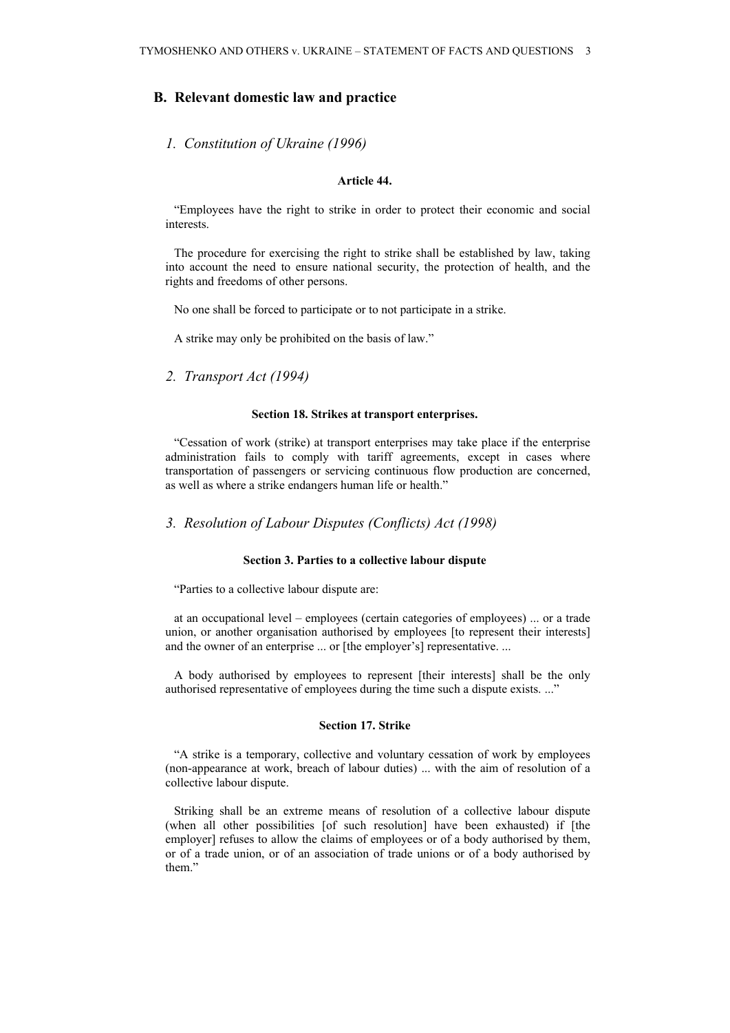## B. Relevant domestic law and practice

### *1. Constitution of Ukraine (1996)*

**Article 44.**

"Employees have the right to strike in order to protect their economic and social interests.

The procedure for exercising the right to strike shall be established by law, taking into account the need to ensure national security, the protection of health, and the rights and freedoms of other persons.

No one shall be forced to participate or to not participate in a strike.

A strike may only be prohibited on the basis of law."

### *2. Transport Act (1994)*

**Section 18. Strikes at transport enterprises.**

"Cessation of work (strike) at transport enterprises may take place if the enterprise administration fails to comply with tariff agreements, except in cases where transportation of passengers or servicing continuous flow production are concerned, as well as where a strike endangers human life or health."

### *3. Resolution of Labour Disputes (Conflicts) Act (1998)*

**Section 3. Parties to a collective labour dispute**

"Parties to a collective labour dispute are:

at an occupational level – employees (certain categories of employees) ... or a trade union, or another organisation authorised by employees [to represent their interests] and the owner of an enterprise ... or [the employer's] representative. ...

A body authorised by employees to represent [their interests] shall be the only authorised representative of employees during the time such a dispute exists. ..."

**Section 17. Strike**

"A strike is a temporary, collective and voluntary cessation of work by employees (non-appearance at work, breach of labour duties) ... with the aim of resolution of a collective labour dispute.

Striking shall be an extreme means of resolution of a collective labour dispute (when all other possibilities [of such resolution] have been exhausted) if [the employer] refuses to allow the claims of employees or of a body authorised by them, or of a trade union, or of an association of trade unions or of a body authorised by them."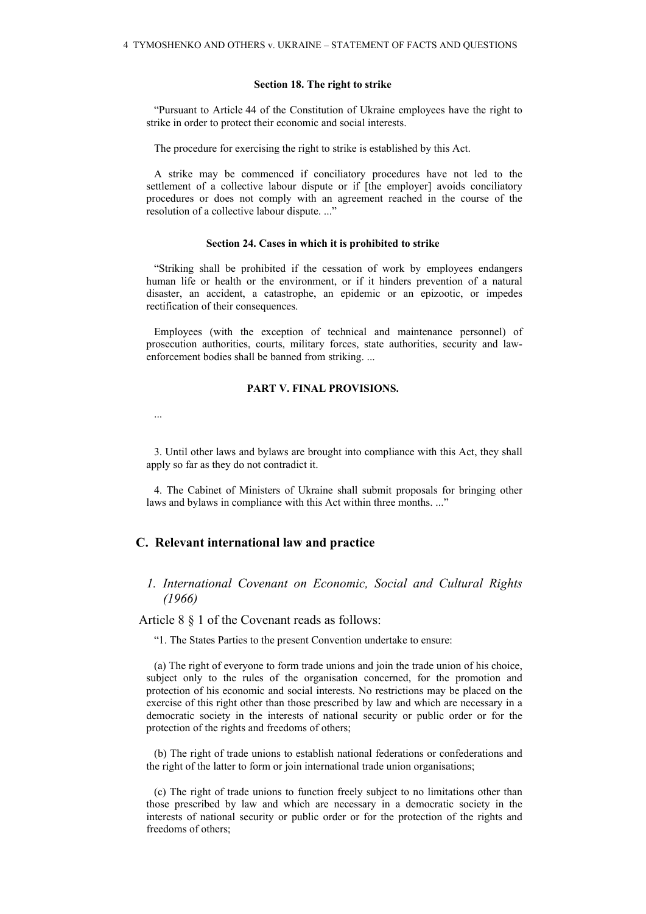#### Section 18. The right to strike

"Pursuant to Article 44 of the Constitution of Ukraine employees have the right to strike in order to protect their economic and social interests.

The procedure for exercising the right to strike is established by this Act.

A strike may be commenced if conciliatory procedures have not led to the settlement of a collective labour dispute or if [the employer] avoids conciliatory procedures or does not comply with an agreement reached in the course of the resolution of a collective labour dispute. ..."

#### Section 24. Cases in which it is prohibited to strike

"Striking shall be prohibited if the cessation of work by employees endangers human life or health or the environment, or if it hinders prevention of a natural disaster, an accident, a catastrophe, an epidemic or an epizootic, or impedes rectification of their consequences.

Employees (with the exception of technical and maintenance personnel) of prosecution authorities, courts, military forces, state authorities, security and law-enforcement bodies shall be banned from striking. ...

#### PART V. FINAL PROVISIONS.

...

3. Until other laws and bylaws are brought into compliance with this Act, they shall apply so far as they do not contradict it.

4. The Cabinet of Ministers of Ukraine shall submit proposals for bringing other laws and bylaws in compliance with this Act within three months. ..."

## C. Relevant international law and practice

### *1. International Covenant on Economic, Social and Cultural Rights (1966)*

Article 8 § 1 of the Covenant reads as follows:

"1. The States Parties to the present Convention undertake to ensure:

(a) The right of everyone to form trade unions and join the trade union of his choice, subject only to the rules of the organisation concerned, for the promotion and protection of his economic and social interests. No restrictions may be placed on the exercise of this right other than those prescribed by law and which are necessary in a democratic society in the interests of national security or public order or for the protection of the rights and freedoms of others;

(b) The right of trade unions to establish national federations or confederations and the right of the latter to form or join international trade union organisations;

(c) The right of trade unions to function freely subject to no limitations other than those prescribed by law and which are necessary in a democratic society in the interests of national security or public order or for the protection of the rights and freedoms of others;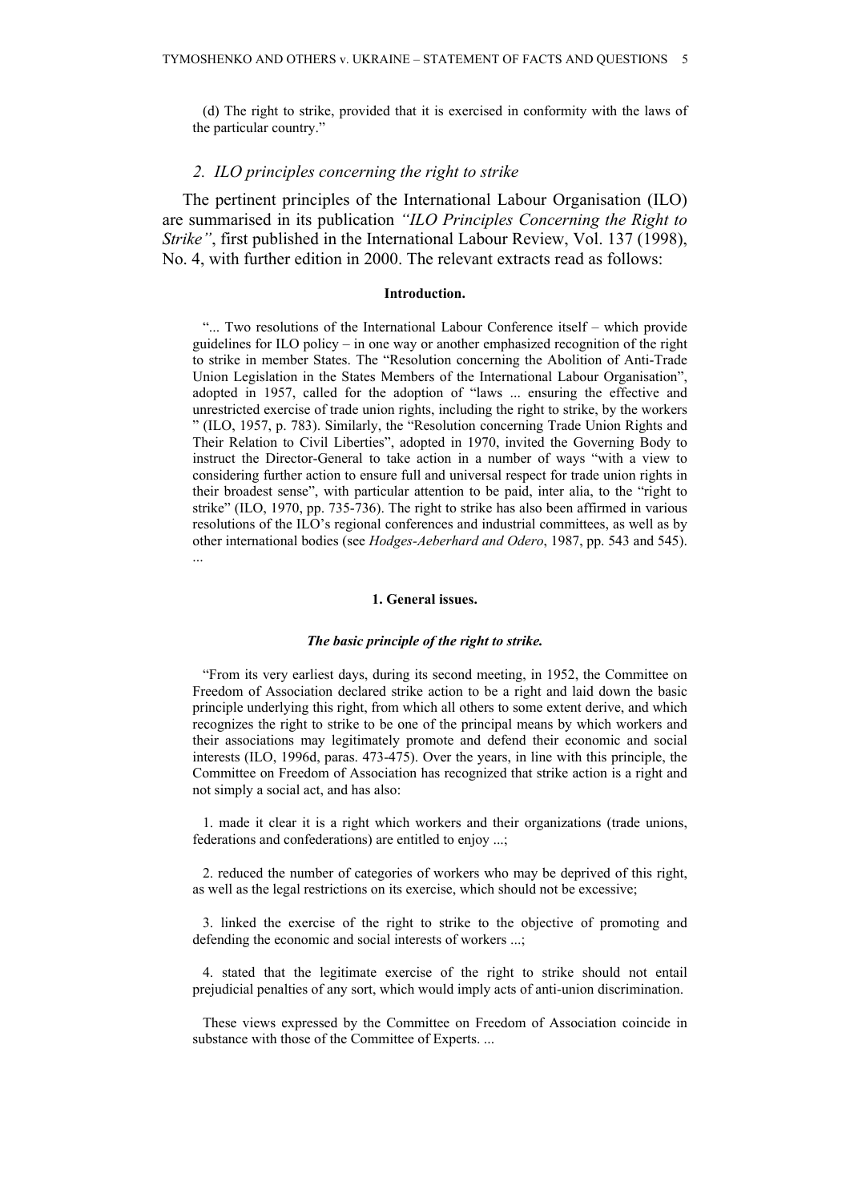(d) The right to strike, provided that it is exercised in conformity with the laws of the particular country."

### *2. ILO principles concerning the right to strike*

The pertinent principles of the International Labour Organisation (ILO) are summarised in its publication *"ILO Principles Concerning the Right to Strike"*, first published in the International Labour Review, Vol. 137 (1998), No. 4, with further edition in 2000. The relevant extracts read as follows:

**Introduction.**

"... Two resolutions of the International Labour Conference itself – which provide guidelines for ILO policy – in one way or another emphasized recognition of the right to strike in member States. The "Resolution concerning the Abolition of Anti-Trade Union Legislation in the States Members of the International Labour Organisation", adopted in 1957, called for the adoption of "laws ... ensuring the effective and unrestricted exercise of trade union rights, including the right to strike, by the workers " (ILO, 1957, p. 783). Similarly, the "Resolution concerning Trade Union Rights and Their Relation to Civil Liberties", adopted in 1970, invited the Governing Body to instruct the Director-General to take action in a number of ways "with a view to considering further action to ensure full and universal respect for trade union rights in their broadest sense", with particular attention to be paid, inter alia, to the "right to strike" (ILO, 1970, pp. 735-736). The right to strike has also been affirmed in various resolutions of the ILO's regional conferences and industrial committees, as well as by other international bodies (see *Hodges-Aeberhard and Odero*, 1987, pp. 543 and 545). ...

**1. General issues.**

***The basic principle of the right to strike.***

"From its very earliest days, during its second meeting, in 1952, the Committee on Freedom of Association declared strike action to be a right and laid down the basic principle underlying this right, from which all others to some extent derive, and which recognizes the right to strike to be one of the principal means by which workers and their associations may legitimately promote and defend their economic and social interests (ILO, 1996d, paras. 473-475). Over the years, in line with this principle, the Committee on Freedom of Association has recognized that strike action is a right and not simply a social act, and has also:

1. made it clear it is a right which workers and their organizations (trade unions, federations and confederations) are entitled to enjoy ...;

2. reduced the number of categories of workers who may be deprived of this right, as well as the legal restrictions on its exercise, which should not be excessive;

3. linked the exercise of the right to strike to the objective of promoting and defending the economic and social interests of workers ...;

4. stated that the legitimate exercise of the right to strike should not entail prejudicial penalties of any sort, which would imply acts of anti-union discrimination.

These views expressed by the Committee on Freedom of Association coincide in substance with those of the Committee of Experts. ...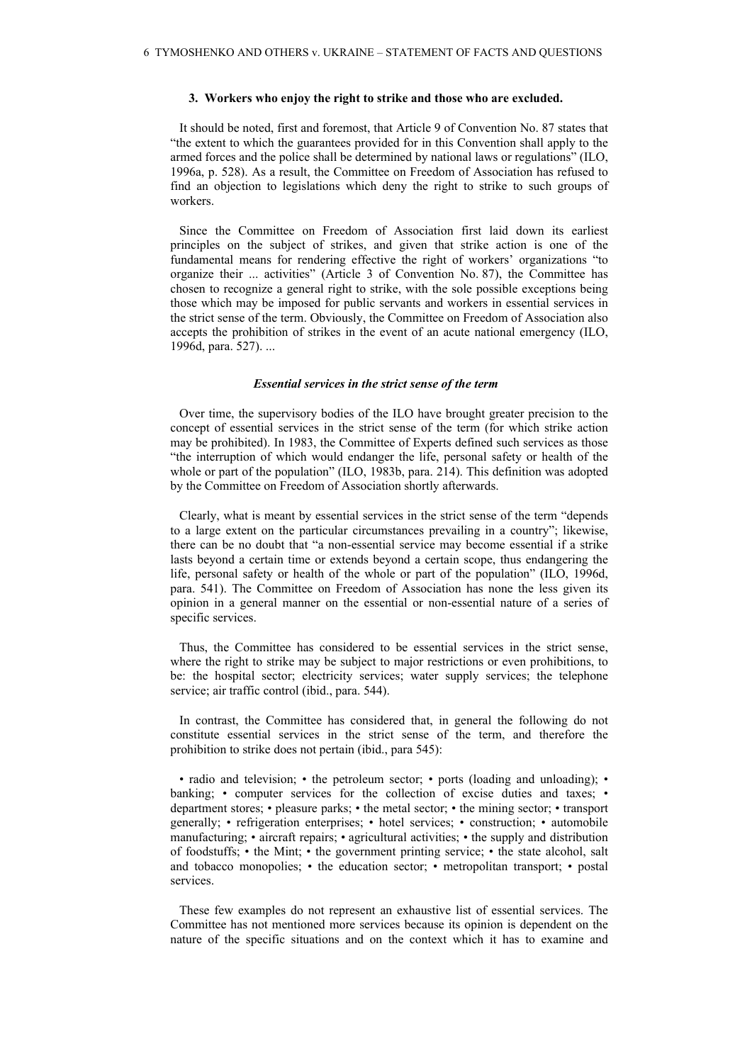### 3. Workers who enjoy the right to strike and those who are excluded.

It should be noted, first and foremost, that Article 9 of Convention No. 87 states that "the extent to which the guarantees provided for in this Convention shall apply to the armed forces and the police shall be determined by national laws or regulations" (ILO, 1996a, p. 528). As a result, the Committee on Freedom of Association has refused to find an objection to legislations which deny the right to strike to such groups of workers.

Since the Committee on Freedom of Association first laid down its earliest principles on the subject of strikes, and given that strike action is one of the fundamental means for rendering effective the right of workers' organizations "to organize their ... activities" (Article 3 of Convention No. 87), the Committee has chosen to recognize a general right to strike, with the sole possible exceptions being those which may be imposed for public servants and workers in essential services in the strict sense of the term. Obviously, the Committee on Freedom of Association also accepts the prohibition of strikes in the event of an acute national emergency (ILO, 1996d, para. 527). ...

***Essential services in the strict sense of the term***

Over time, the supervisory bodies of the ILO have brought greater precision to the concept of essential services in the strict sense of the term (for which strike action may be prohibited). In 1983, the Committee of Experts defined such services as those "the interruption of which would endanger the life, personal safety or health of the whole or part of the population" (ILO, 1983b, para. 214). This definition was adopted by the Committee on Freedom of Association shortly afterwards.

Clearly, what is meant by essential services in the strict sense of the term "depends to a large extent on the particular circumstances prevailing in a country"; likewise, there can be no doubt that "a non-essential service may become essential if a strike lasts beyond a certain time or extends beyond a certain scope, thus endangering the life, personal safety or health of the whole or part of the population" (ILO, 1996d, para. 541). The Committee on Freedom of Association has none the less given its opinion in a general manner on the essential or non-essential nature of a series of specific services.

Thus, the Committee has considered to be essential services in the strict sense, where the right to strike may be subject to major restrictions or even prohibitions, to be: the hospital sector; electricity services; water supply services; the telephone service; air traffic control (ibid., para. 544).

In contrast, the Committee has considered that, in general the following do not constitute essential services in the strict sense of the term, and therefore the prohibition to strike does not pertain (ibid., para 545):

• radio and television; • the petroleum sector; • ports (loading and unloading); • banking; • computer services for the collection of excise duties and taxes; • department stores; • pleasure parks; • the metal sector; • the mining sector; • transport generally; • refrigeration enterprises; • hotel services; • construction; • automobile manufacturing; • aircraft repairs; • agricultural activities; • the supply and distribution of foodstuffs; • the Mint; • the government printing service; • the state alcohol, salt and tobacco monopolies; • the education sector; • metropolitan transport; • postal services.

These few examples do not represent an exhaustive list of essential services. The Committee has not mentioned more services because its opinion is dependent on the nature of the specific situations and on the context which it has to examine and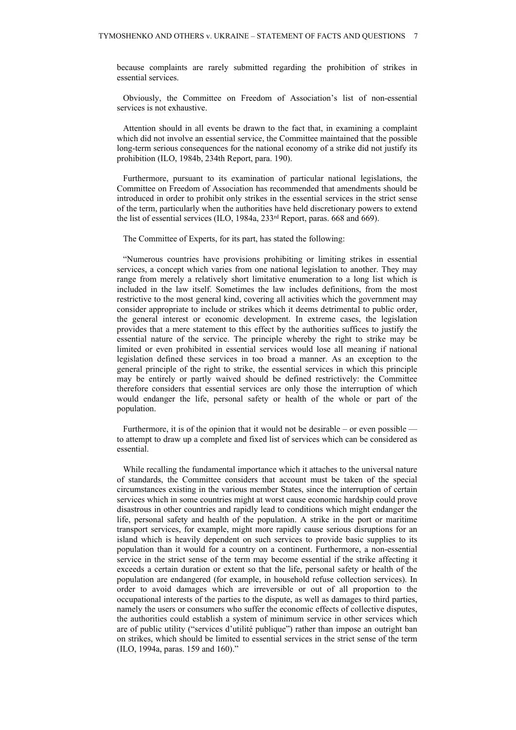because complaints are rarely submitted regarding the prohibition of strikes in essential services.

Obviously, the Committee on Freedom of Association's list of non-essential services is not exhaustive.

Attention should in all events be drawn to the fact that, in examining a complaint which did not involve an essential service, the Committee maintained that the possible long-term serious consequences for the national economy of a strike did not justify its prohibition (ILO, 1984b, 234th Report, para. 190).

Furthermore, pursuant to its examination of particular national legislations, the Committee on Freedom of Association has recommended that amendments should be introduced in order to prohibit only strikes in the essential services in the strict sense of the term, particularly when the authorities have held discretionary powers to extend the list of essential services (ILO, 1984a, 233rd Report, paras. 668 and 669).

The Committee of Experts, for its part, has stated the following:

"Numerous countries have provisions prohibiting or limiting strikes in essential services, a concept which varies from one national legislation to another. They may range from merely a relatively short limitative enumeration to a long list which is included in the law itself. Sometimes the law includes definitions, from the most restrictive to the most general kind, covering all activities which the government may consider appropriate to include or strikes which it deems detrimental to public order, the general interest or economic development. In extreme cases, the legislation provides that a mere statement to this effect by the authorities suffices to justify the essential nature of the service. The principle whereby the right to strike may be limited or even prohibited in essential services would lose all meaning if national legislation defined these services in too broad a manner. As an exception to the general principle of the right to strike, the essential services in which this principle may be entirely or partly waived should be defined restrictively: the Committee therefore considers that essential services are only those the interruption of which would endanger the life, personal safety or health of the whole or part of the population.

Furthermore, it is of the opinion that it would not be desirable – or even possible — to attempt to draw up a complete and fixed list of services which can be considered as essential.

While recalling the fundamental importance which it attaches to the universal nature of standards, the Committee considers that account must be taken of the special circumstances existing in the various member States, since the interruption of certain services which in some countries might at worst cause economic hardship could prove disastrous in other countries and rapidly lead to conditions which might endanger the life, personal safety and health of the population. A strike in the port or maritime transport services, for example, might more rapidly cause serious disruptions for an island which is heavily dependent on such services to provide basic supplies to its population than it would for a country on a continent. Furthermore, a non-essential service in the strict sense of the term may become essential if the strike affecting it exceeds a certain duration or extent so that the life, personal safety or health of the population are endangered (for example, in household refuse collection services). In order to avoid damages which are irreversible or out of all proportion to the occupational interests of the parties to the dispute, as well as damages to third parties, namely the users or consumers who suffer the economic effects of collective disputes, the authorities could establish a system of minimum service in other services which are of public utility ("services d'utilité publique") rather than impose an outright ban on strikes, which should be limited to essential services in the strict sense of the term (ILO, 1994a, paras. 159 and 160)."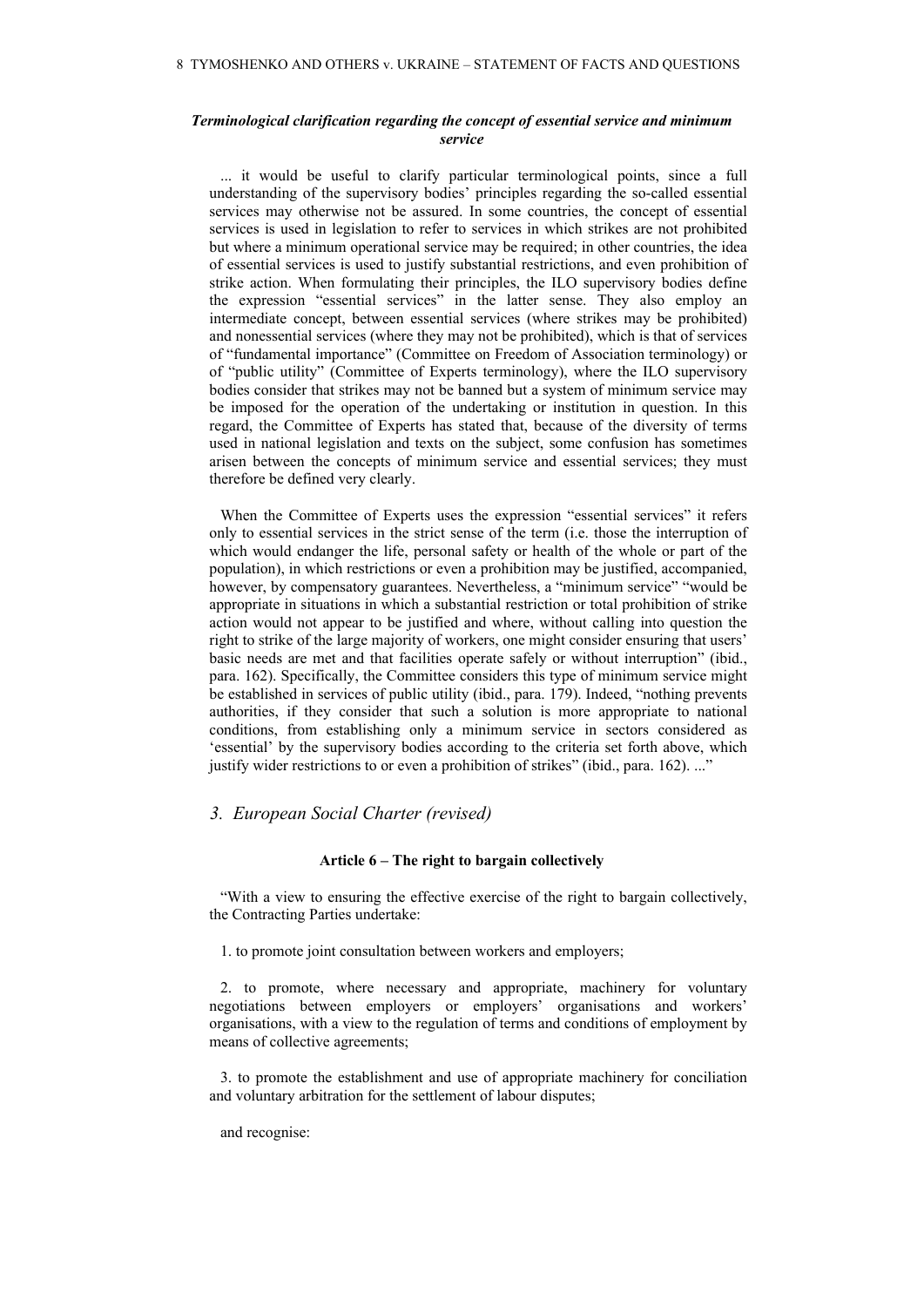***Terminological clarification regarding the concept of essential service and minimum service***

... it would be useful to clarify particular terminological points, since a full understanding of the supervisory bodies' principles regarding the so-called essential services may otherwise not be assured. In some countries, the concept of essential services is used in legislation to refer to services in which strikes are not prohibited but where a minimum operational service may be required; in other countries, the idea of essential services is used to justify substantial restrictions, and even prohibition of strike action. When formulating their principles, the ILO supervisory bodies define the expression "essential services" in the latter sense. They also employ an intermediate concept, between essential services (where strikes may be prohibited) and nonessential services (where they may not be prohibited), which is that of services of "fundamental importance" (Committee on Freedom of Association terminology) or of "public utility" (Committee of Experts terminology), where the ILO supervisory bodies consider that strikes may not be banned but a system of minimum service may be imposed for the operation of the undertaking or institution in question. In this regard, the Committee of Experts has stated that, because of the diversity of terms used in national legislation and texts on the subject, some confusion has sometimes arisen between the concepts of minimum service and essential services; they must therefore be defined very clearly.

When the Committee of Experts uses the expression "essential services" it refers only to essential services in the strict sense of the term (i.e. those the interruption of which would endanger the life, personal safety or health of the whole or part of the population), in which restrictions or even a prohibition may be justified, accompanied, however, by compensatory guarantees. Nevertheless, a "minimum service" "would be appropriate in situations in which a substantial restriction or total prohibition of strike action would not appear to be justified and where, without calling into question the right to strike of the large majority of workers, one might consider ensuring that users' basic needs are met and that facilities operate safely or without interruption" (ibid., para. 162). Specifically, the Committee considers this type of minimum service might be established in services of public utility (ibid., para. 179). Indeed, "nothing prevents authorities, if they consider that such a solution is more appropriate to national conditions, from establishing only a minimum service in sectors considered as 'essential' by the supervisory bodies according to the criteria set forth above, which justify wider restrictions to or even a prohibition of strikes" (ibid., para. 162). ..."

### *3. European Social Charter (revised)*

**Article 6 – The right to bargain collectively**

"With a view to ensuring the effective exercise of the right to bargain collectively, the Contracting Parties undertake:

1. to promote joint consultation between workers and employers;

2. to promote, where necessary and appropriate, machinery for voluntary negotiations between employers or employers' organisations and workers' organisations, with a view to the regulation of terms and conditions of employment by means of collective agreements;

3. to promote the establishment and use of appropriate machinery for conciliation and voluntary arbitration for the settlement of labour disputes;

and recognise: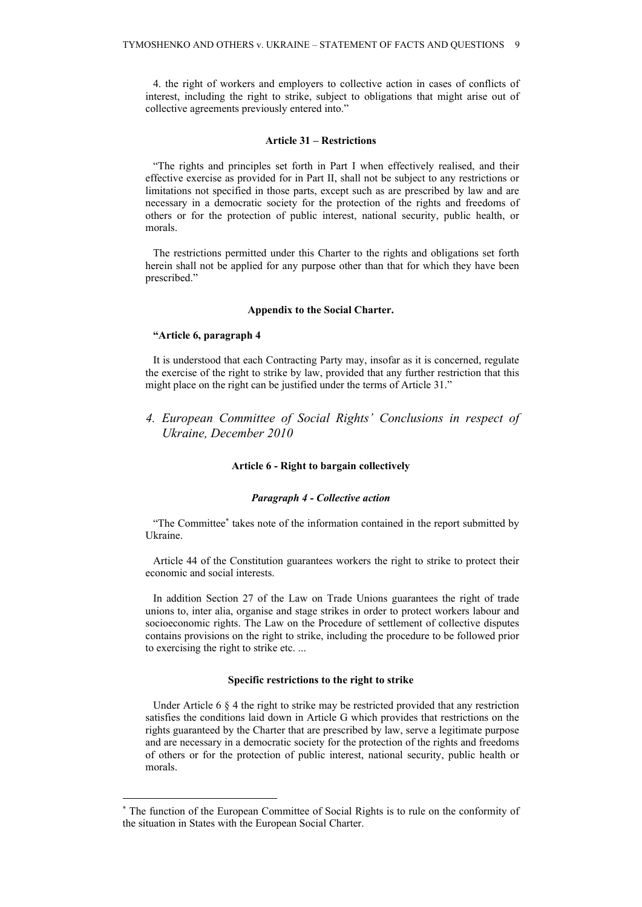4. the right of workers and employers to collective action in cases of conflicts of interest, including the right to strike, subject to obligations that might arise out of collective agreements previously entered into."

**Article 31 – Restrictions**

"The rights and principles set forth in Part I when effectively realised, and their effective exercise as provided for in Part II, shall not be subject to any restrictions or limitations not specified in those parts, except such as are prescribed by law and are necessary in a democratic society for the protection of the rights and freedoms of others or for the protection of public interest, national security, public health, or morals.

The restrictions permitted under this Charter to the rights and obligations set forth herein shall not be applied for any purpose other than that for which they have been prescribed."

**Appendix to the Social Charter.**

**"Article 6, paragraph 4**

It is understood that each Contracting Party may, insofar as it is concerned, regulate the exercise of the right to strike by law, provided that any further restriction that this might place on the right can be justified under the terms of Article 31."

### *4. European Committee of Social Rights' Conclusions in respect of Ukraine, December 2010*

**Article 6 - Right to bargain collectively**

***Paragraph 4 - Collective action***

"The Committee[*] takes note of the information contained in the report submitted by Ukraine.

Article 44 of the Constitution guarantees workers the right to strike to protect their economic and social interests.

In addition Section 27 of the Law on Trade Unions guarantees the right of trade unions to, inter alia, organise and stage strikes in order to protect workers labour and socioeconomic rights. The Law on the Procedure of settlement of collective disputes contains provisions on the right to strike, including the procedure to be followed prior to exercising the right to strike etc. ...

**Specific restrictions to the right to strike**

Under Article 6 § 4 the right to strike may be restricted provided that any restriction satisfies the conditions laid down in Article G which provides that restrictions on the rights guaranteed by the Charter that are prescribed by law, serve a legitimate purpose and are necessary in a democratic society for the protection of the rights and freedoms of others or for the protection of public interest, national security, public health or morals.

[*] The function of the European Committee of Social Rights is to rule on the conformity of the situation in States with the European Social Charter.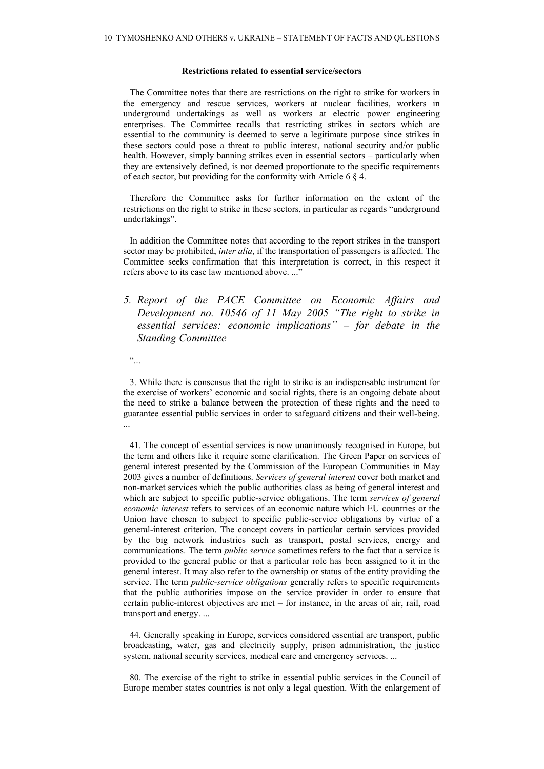**Restrictions related to essential service/sectors**

The Committee notes that there are restrictions on the right to strike for workers in the emergency and rescue services, workers at nuclear facilities, workers in underground undertakings as well as workers at electric power engineering enterprises. The Committee recalls that restricting strikes in sectors which are essential to the community is deemed to serve a legitimate purpose since strikes in these sectors could pose a threat to public interest, national security and/or public health. However, simply banning strikes even in essential sectors – particularly when they are extensively defined, is not deemed proportionate to the specific requirements of each sector, but providing for the conformity with Article 6 § 4.

Therefore the Committee asks for further information on the extent of the restrictions on the right to strike in these sectors, in particular as regards "underground undertakings".

In addition the Committee notes that according to the report strikes in the transport sector may be prohibited, *inter alia*, if the transportation of passengers is affected. The Committee seeks confirmation that this interpretation is correct, in this respect it refers above to its case law mentioned above. ..."

### *5. Report of the PACE Committee on Economic Affairs and Development no. 10546 of 11 May 2005 "The right to strike in essential services: economic implications" – for debate in the Standing Committee*

"...

3. While there is consensus that the right to strike is an indispensable instrument for the exercise of workers' economic and social rights, there is an ongoing debate about the need to strike a balance between the protection of these rights and the need to guarantee essential public services in order to safeguard citizens and their well-being. ...

41. The concept of essential services is now unanimously recognised in Europe, but the term and others like it require some clarification. The Green Paper on services of general interest presented by the Commission of the European Communities in May 2003 gives a number of definitions. *Services of general interest* cover both market and non-market services which the public authorities class as being of general interest and which are subject to specific public-service obligations. The term *services of general economic interest* refers to services of an economic nature which EU countries or the Union have chosen to subject to specific public-service obligations by virtue of a general-interest criterion. The concept covers in particular certain services provided by the big network industries such as transport, postal services, energy and communications. The term *public service* sometimes refers to the fact that a service is provided to the general public or that a particular role has been assigned to it in the general interest. It may also refer to the ownership or status of the entity providing the service. The term *public-service obligations* generally refers to specific requirements that the public authorities impose on the service provider in order to ensure that certain public-interest objectives are met – for instance, in the areas of air, rail, road transport and energy. ...

44. Generally speaking in Europe, services considered essential are transport, public broadcasting, water, gas and electricity supply, prison administration, the justice system, national security services, medical care and emergency services. ...

80. The exercise of the right to strike in essential public services in the Council of Europe member states countries is not only a legal question. With the enlargement of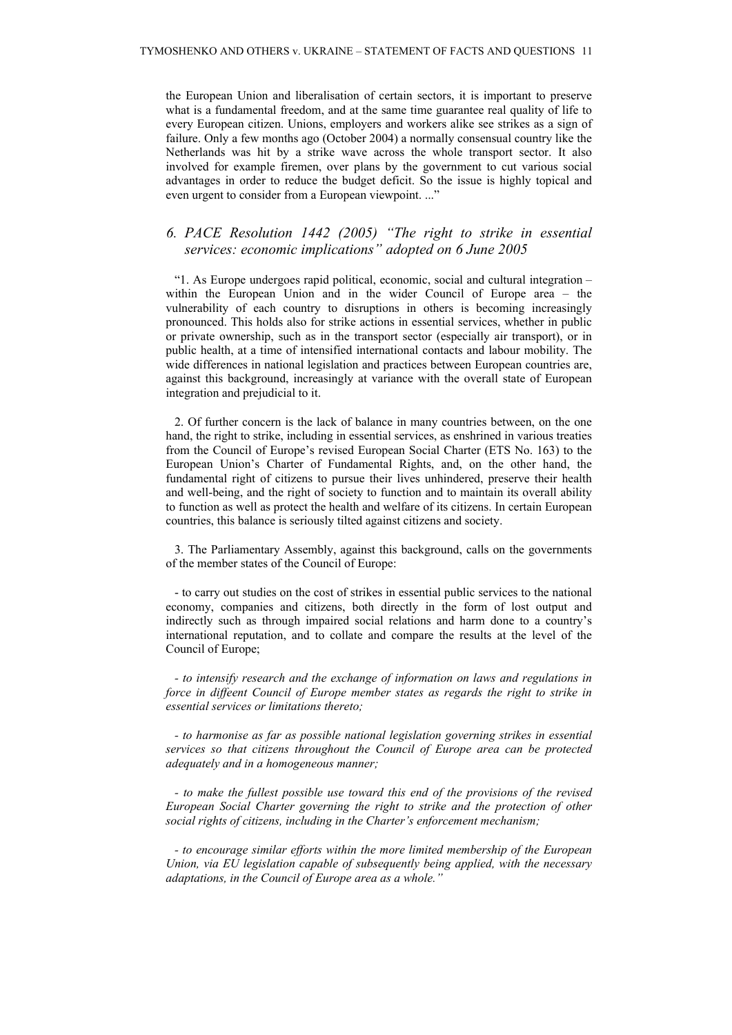the European Union and liberalisation of certain sectors, it is important to preserve what is a fundamental freedom, and at the same time guarantee real quality of life to every European citizen. Unions, employers and workers alike see strikes as a sign of failure. Only a few months ago (October 2004) a normally consensual country like the Netherlands was hit by a strike wave across the whole transport sector. It also involved for example firemen, over plans by the government to cut various social advantages in order to reduce the budget deficit. So the issue is highly topical and even urgent to consider from a European viewpoint. ..."

### *6. PACE Resolution 1442 (2005) "The right to strike in essential services: economic implications" adopted on 6 June 2005*

"1. As Europe undergoes rapid political, economic, social and cultural integration – within the European Union and in the wider Council of Europe area – the vulnerability of each country to disruptions in others is becoming increasingly pronounced. This holds also for strike actions in essential services, whether in public or private ownership, such as in the transport sector (especially air transport), or in public health, at a time of intensified international contacts and labour mobility. The wide differences in national legislation and practices between European countries are, against this background, increasingly at variance with the overall state of European integration and prejudicial to it.

2. Of further concern is the lack of balance in many countries between, on the one hand, the right to strike, including in essential services, as enshrined in various treaties from the Council of Europe's revised European Social Charter (ETS No. 163) to the European Union's Charter of Fundamental Rights, and, on the other hand, the fundamental right of citizens to pursue their lives unhindered, preserve their health and well-being, and the right of society to function and to maintain its overall ability to function as well as protect the health and welfare of its citizens. In certain European countries, this balance is seriously tilted against citizens and society.

3. The Parliamentary Assembly, against this background, calls on the governments of the member states of the Council of Europe:

- to carry out studies on the cost of strikes in essential public services to the national economy, companies and citizens, both directly in the form of lost output and indirectly such as through impaired social relations and harm done to a country's international reputation, and to collate and compare the results at the level of the Council of Europe;

*- to intensify research and the exchange of information on laws and regulations in force in diffeent Council of Europe member states as regards the right to strike in essential services or limitations thereto;*

*- to harmonise as far as possible national legislation governing strikes in essential services so that citizens throughout the Council of Europe area can be protected adequately and in a homogeneous manner;*

*- to make the fullest possible use toward this end of the provisions of the revised European Social Charter governing the right to strike and the protection of other social rights of citizens, including in the Charter's enforcement mechanism;*

*- to encourage similar efforts within the more limited membership of the European Union, via EU legislation capable of subsequently being applied, with the necessary adaptations, in the Council of Europe area as a whole."*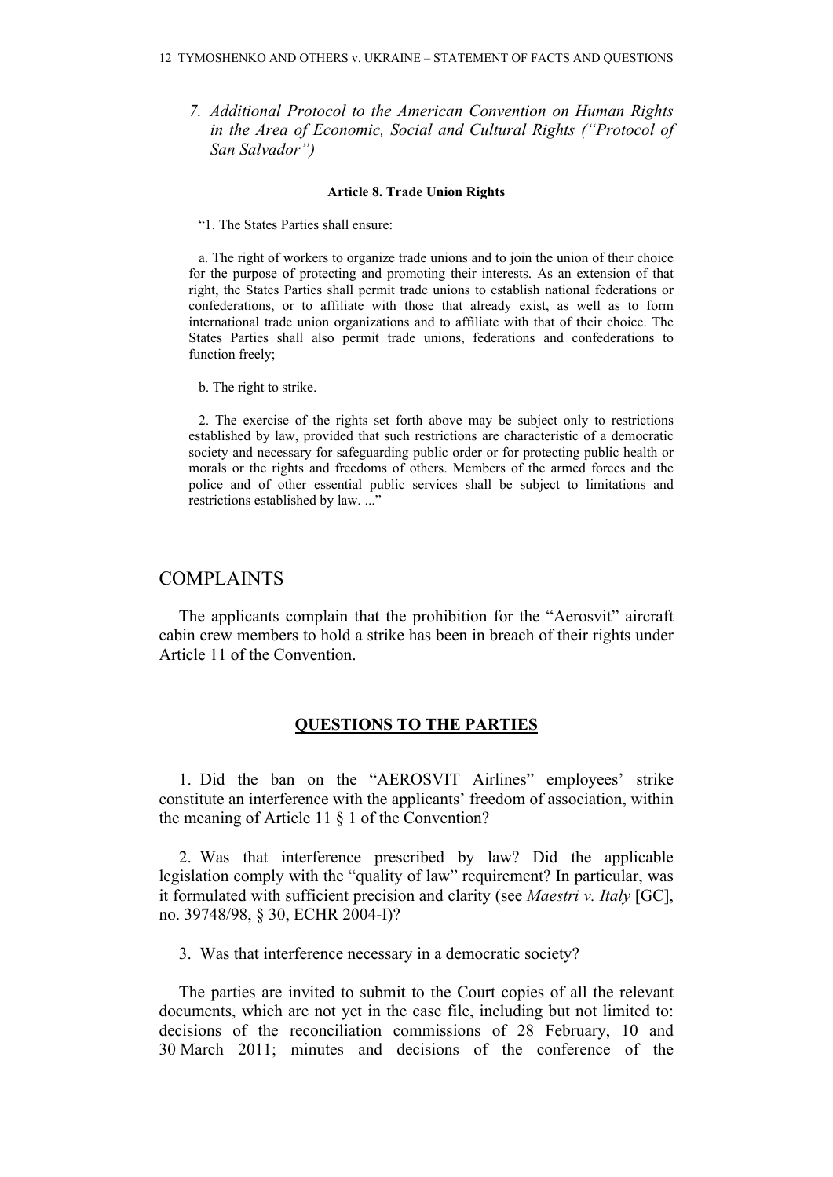### *7. Additional Protocol to the American Convention on Human Rights in the Area of Economic, Social and Cultural Rights ("Protocol of San Salvador")*

**Article 8. Trade Union Rights**

"1. The States Parties shall ensure:

a. The right of workers to organize trade unions and to join the union of their choice for the purpose of protecting and promoting their interests. As an extension of that right, the States Parties shall permit trade unions to establish national federations or confederations, or to affiliate with those that already exist, as well as to form international trade union organizations and to affiliate with that of their choice. The States Parties shall also permit trade unions, federations and confederations to function freely;

b. The right to strike.

2. The exercise of the rights set forth above may be subject only to restrictions established by law, provided that such restrictions are characteristic of a democratic society and necessary for safeguarding public order or for protecting public health or morals or the rights and freedoms of others. Members of the armed forces and the police and of other essential public services shall be subject to limitations and restrictions established by law. ..."

## COMPLAINTS

The applicants complain that the prohibition for the "Aerosvit" aircraft cabin crew members to hold a strike has been in breach of their rights under Article 11 of the Convention.

## QUESTIONS TO THE PARTIES

1. Did the ban on the "AEROSVIT Airlines" employees' strike constitute an interference with the applicants' freedom of association, within the meaning of Article 11 § 1 of the Convention?

2. Was that interference prescribed by law? Did the applicable legislation comply with the "quality of law" requirement? In particular, was it formulated with sufficient precision and clarity (see *Maestri v. Italy* [GC], no. 39748/98, § 30, ECHR 2004-I)?

3. Was that interference necessary in a democratic society?

The parties are invited to submit to the Court copies of all the relevant documents, which are not yet in the case file, including but not limited to: decisions of the reconciliation commissions of 28 February, 10 and 30 March 2011; minutes and decisions of the conference of the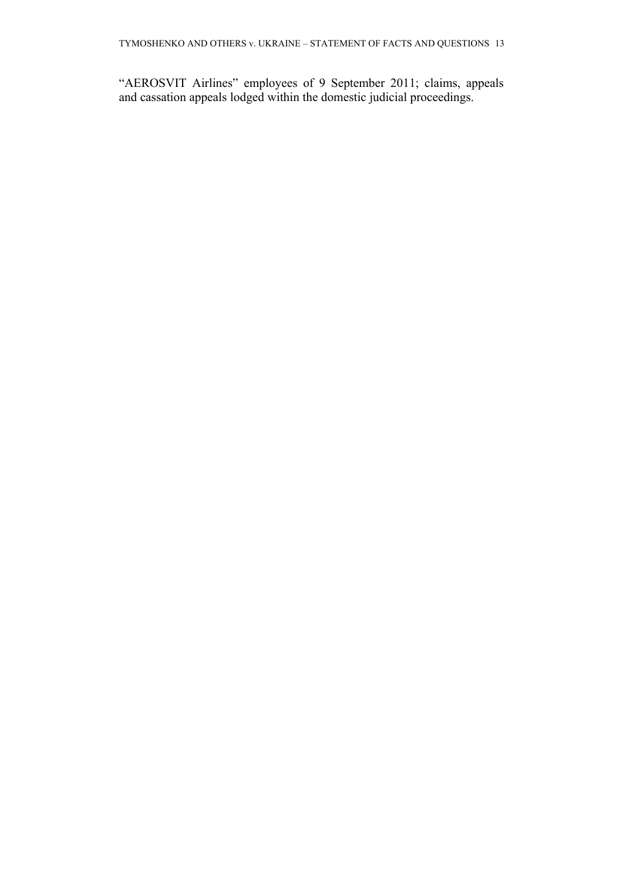“AEROSVIT Airlines” employees of 9 September 2011; claims, appeals and cassation appeals lodged within the domestic judicial proceedings.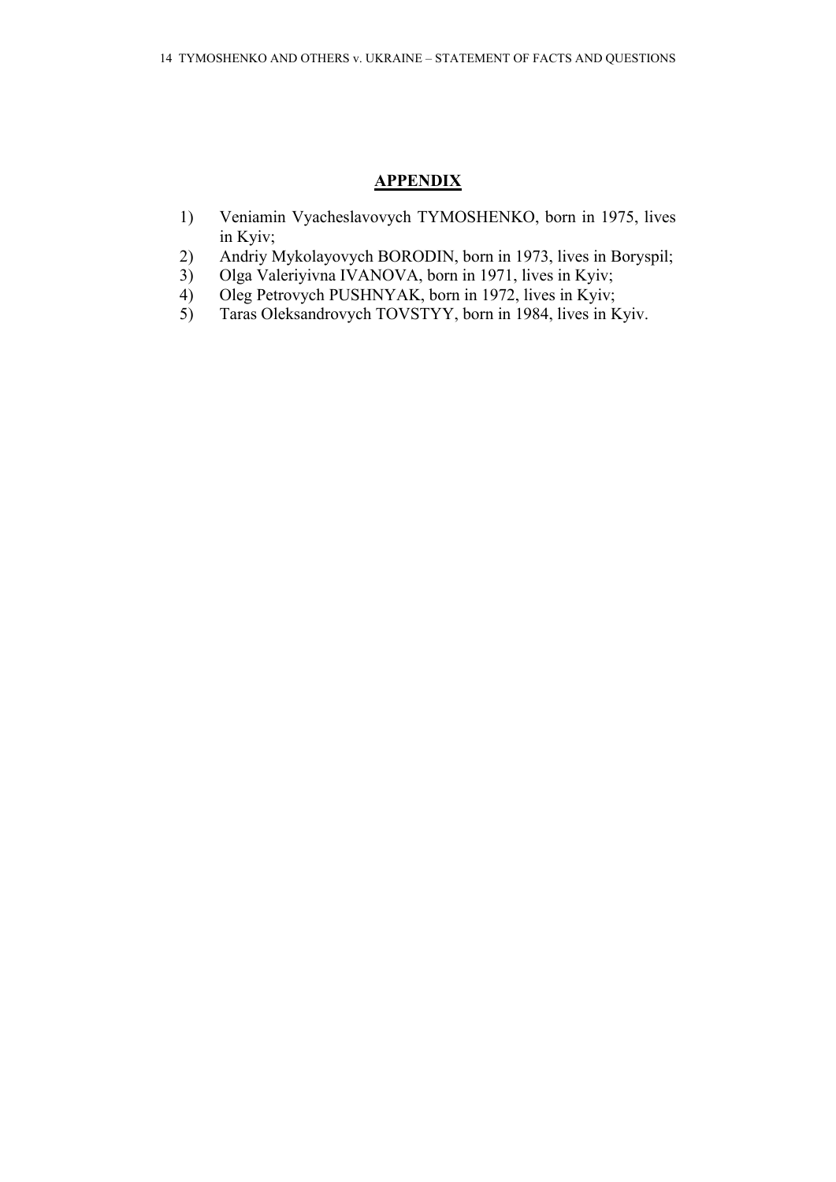## APPENDIX

1) Veniamin Vyacheslavovych TYMOSHENKO, born in 1975, lives in Kyiv;
2) Andriy Mykolayovych BORODIN, born in 1973, lives in Boryspil;
3) Olga Valeriyivna IVANOVA, born in 1971, lives in Kyiv;
4) Oleg Petrovych PUSHNYAK, born in 1972, lives in Kyiv;
5) Taras Oleksandrovych TOVSTYY, born in 1984, lives in Kyiv.